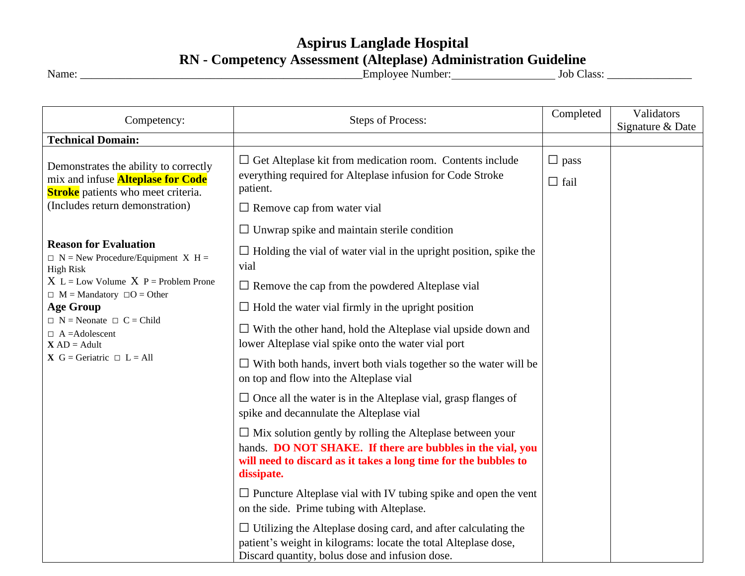# Aspirus Langlade Hospital
## RN - Competency Assessment (Alteplase) Administration Guideline

Name: ___________________________________________________Employee Number:__________________ Job Class: _______________

| Competency: | Steps of Process: | Completed | Validators Signature & Date |
|---|---|---|---|
| **Technical Domain:** | | | |
| Demonstrates the ability to correctly mix and infuse **Alteplase for Code Stroke** patients who meet criteria. (Includes return demonstration)<br><br>**Reason for Evaluation**<br>□ N = New Procedure/Equipment X H = High Risk<br>X L = Low Volume X P = Problem Prone<br>□ M = Mandatory □O = Other<br>**Age Group**<br>□ N = Neonate □ C = Child<br>□ A =Adolescent<br>**X** AD = Adult<br>**X** G = Geriatric □ L = All | ☐ Get Alteplase kit from medication room. Contents include everything required for Alteplase infusion for Code Stroke patient.<br>☐ Remove cap from water vial<br>☐ Unwrap spike and maintain sterile condition<br>☐ Holding the vial of water vial in the upright position, spike the vial<br>☐ Remove the cap from the powdered Alteplase vial<br>☐ Hold the water vial firmly in the upright position<br>☐ With the other hand, hold the Alteplase vial upside down and lower Alteplase vial spike onto the water vial port<br>☐ With both hands, invert both vials together so the water will be on top and flow into the Alteplase vial<br>☐ Once all the water is in the Alteplase vial, grasp flanges of spike and decannulate the Alteplase vial<br>☐ Mix solution gently by rolling the Alteplase between your hands. **DO NOT SHAKE. If there are bubbles in the vial, you will need to discard as it takes a long time for the bubbles to dissipate.**<br>☐ Puncture Alteplase vial with IV tubing spike and open the vent on the side. Prime tubing with Alteplase.<br>☐ Utilizing the Alteplase dosing card, and after calculating the patient's weight in kilograms: locate the total Alteplase dose, Discard quantity, bolus dose and infusion dose. | ☐ pass<br>☐ fail | |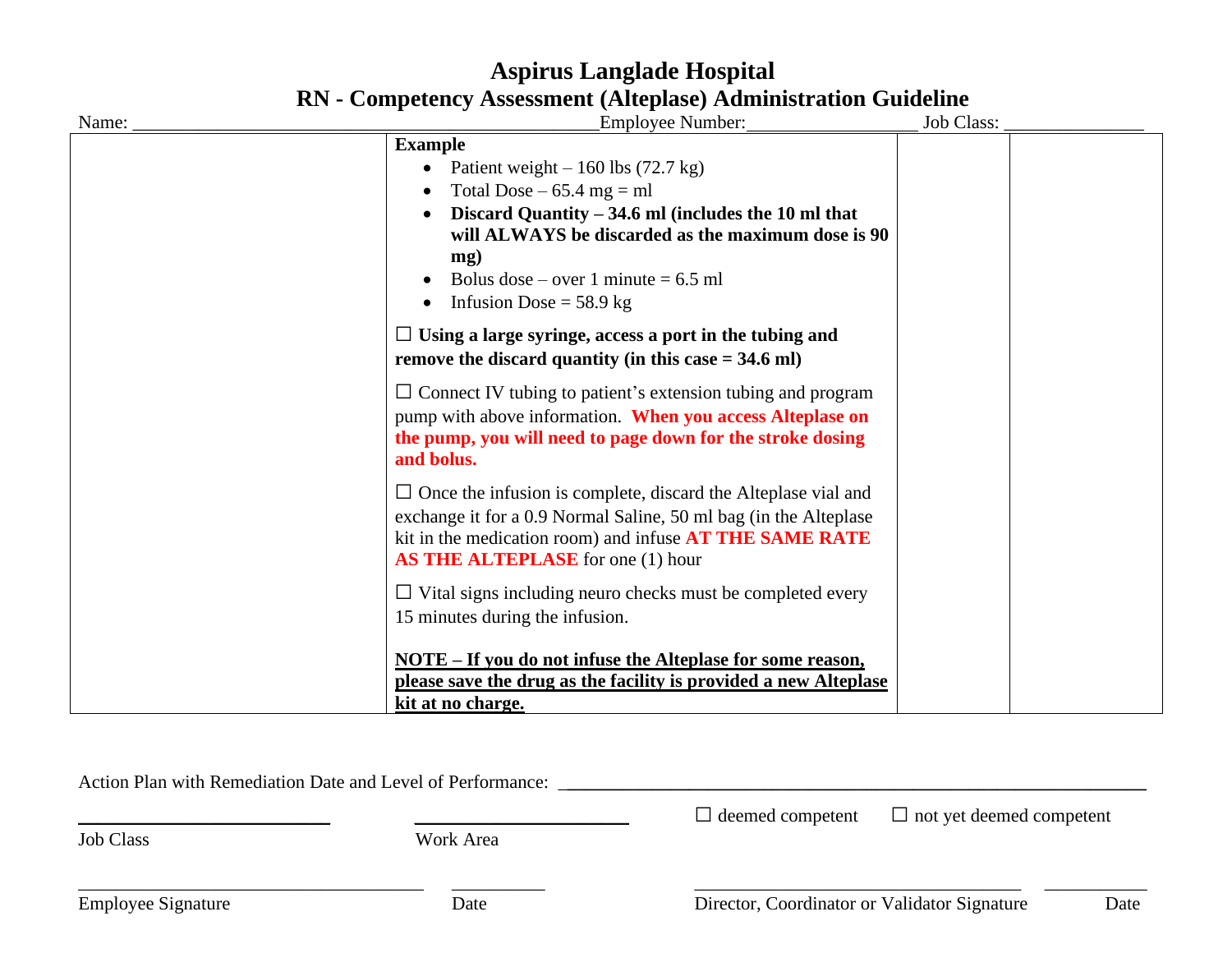# Aspirus Langlade Hospital

## RN - Competency Assessment (Alteplase) Administration Guideline

Name: ______________________________________________Employee Number:_________________ Job Class: ______________

| | | | |
|---|---|---|---|
| | **Example**<br>• Patient weight – 160 lbs (72.7 kg)<br>• Total Dose – 65.4 mg = ml<br>• **Discard Quantity – 34.6 ml (includes the 10 ml that will ALWAYS be discarded as the maximum dose is 90 mg)**<br>• Bolus dose – over 1 minute = 6.5 ml<br>• Infusion Dose = 58.9 kg<br><br>☐ **Using a large syringe, access a port in the tubing and remove the discard quantity (in this case = 34.6 ml)**<br><br>☐ Connect IV tubing to patient's extension tubing and program pump with above information. **When you access Alteplase on the pump, you will need to page down for the stroke dosing and bolus.**<br><br>☐ Once the infusion is complete, discard the Alteplase vial and exchange it for a 0.9 Normal Saline, 50 ml bag (in the Alteplase kit in the medication room) and infuse **AT THE SAME RATE AS THE ALTEPLASE** for one (1) hour<br><br>☐ Vital signs including neuro checks must be completed every 15 minutes during the infusion.<br><br>**NOTE – If you do not infuse the Alteplase for some reason, please save the drug as the facility is provided a new Alteplase kit at no charge.** | | |

Action Plan with Remediation Date and Level of Performance: ______________________________________________

☐ deemed competent ☐ not yet deemed competent

Job Class: __________________________ Work Area: ______________________

Employee Signature: ________________________________ Date: __________

Director, Coordinator or Validator Signature: ________________________________ Date: __________